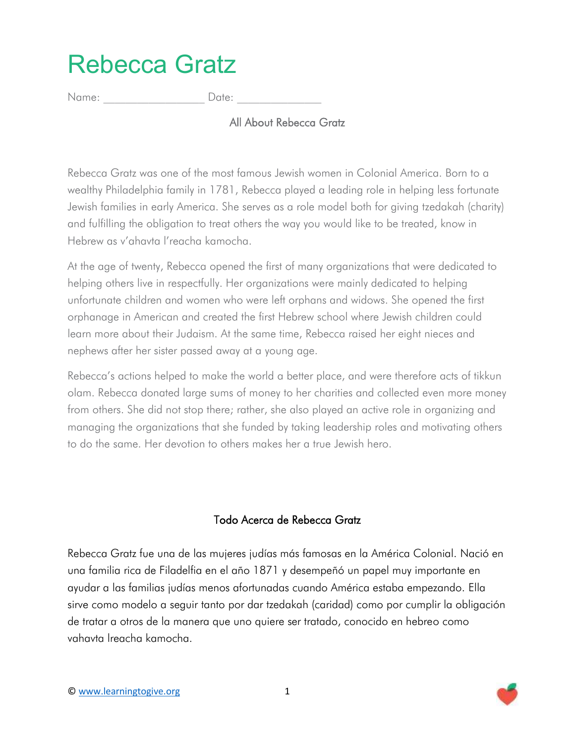# Rebecca Gratz

Name: _________________ Date: ______________

### All About Rebecca Gratz

Rebecca Gratz was one of the most famous Jewish women in Colonial America. Born to a wealthy Philadelphia family in 1781, Rebecca played a leading role in helping less fortunate Jewish families in early America. She serves as a role model both for giving tzedakah (charity) and fulfilling the obligation to treat others the way you would like to be treated, know in Hebrew as v'ahavta l'reacha kamocha.

At the age of twenty, Rebecca opened the first of many organizations that were dedicated to helping others live in respectfully. Her organizations were mainly dedicated to helping unfortunate children and women who were left orphans and widows. She opened the first orphanage in American and created the first Hebrew school where Jewish children could learn more about their Judaism. At the same time, Rebecca raised her eight nieces and nephews after her sister passed away at a young age.

Rebecca's actions helped to make the world a better place, and were therefore acts of tikkun olam. Rebecca donated large sums of money to her charities and collected even more money from others. She did not stop there; rather, she also played an active role in organizing and managing the organizations that she funded by taking leadership roles and motivating others to do the same. Her devotion to others makes her a true Jewish hero.

### Todo Acerca de Rebecca Gratz

Rebecca Gratz fue una de las mujeres judías más famosas en la América Colonial. Nació en una familia rica de Filadelfia en el año 1871 y desempeñó un papel muy importante en ayudar a las familias judías menos afortunadas cuando América estaba empezando. Ella sirve como modelo a seguir tanto por dar tzedakah (caridad) como por cumplir la obligación de tratar a otros de la manera que uno quiere ser tratado, conocido en hebreo como vahavta lreacha kamocha.

© www.learningtogive.org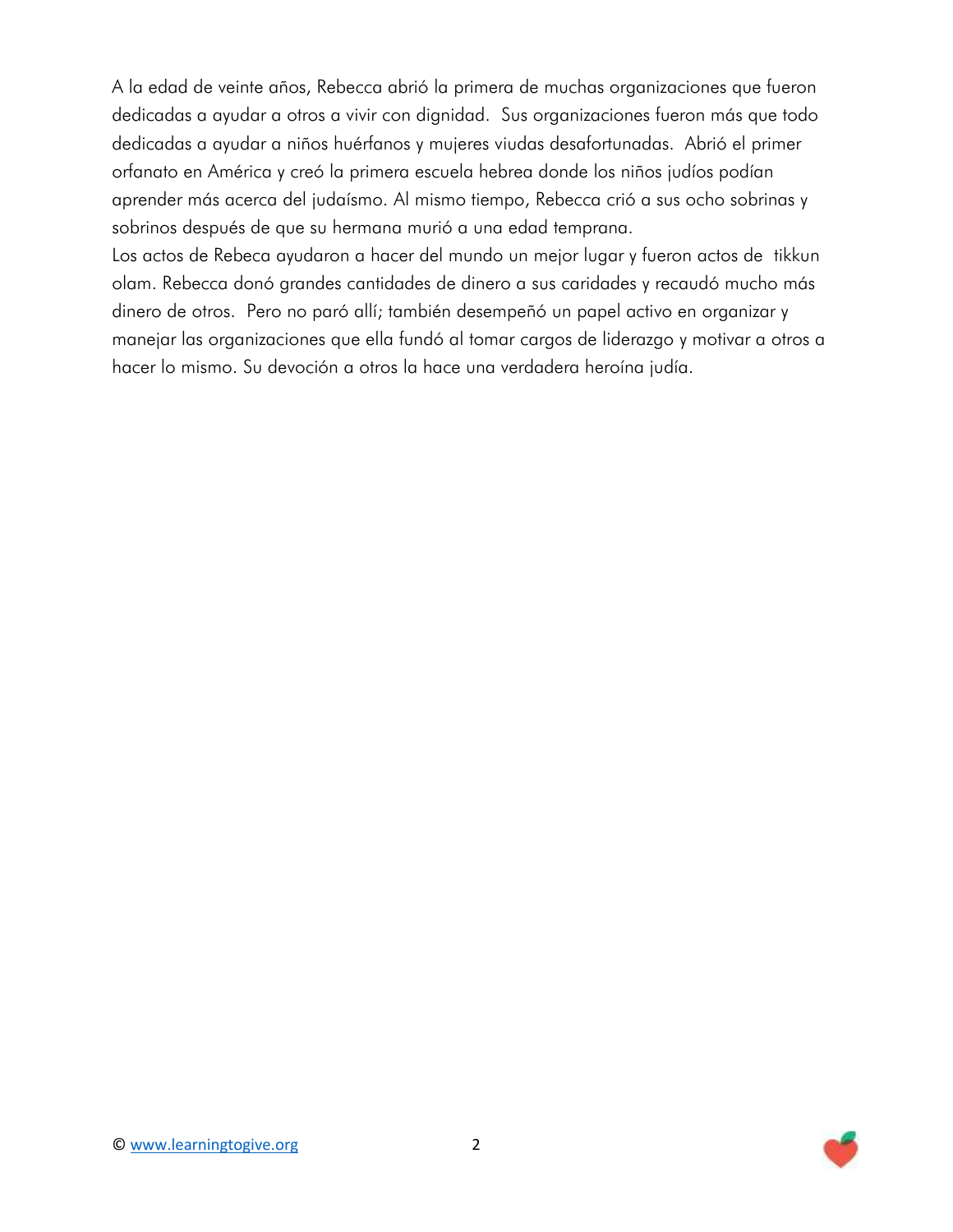A la edad de veinte años, Rebecca abrió la primera de muchas organizaciones que fueron dedicadas a ayudar a otros a vivir con dignidad. Sus organizaciones fueron más que todo dedicadas a ayudar a niños huérfanos y mujeres viudas desafortunadas. Abrió el primer orfanato en América y creó la primera escuela hebrea donde los niños judíos podían aprender más acerca del judaísmo. Al mismo tiempo, Rebecca crió a sus ocho sobrinas y sobrinos después de que su hermana murió a una edad temprana.

Los actos de Rebeca ayudaron a hacer del mundo un mejor lugar y fueron actos de tikkun olam. Rebecca donó grandes cantidades de dinero a sus caridades y recaudó mucho más dinero de otros. Pero no paró allí; también desempeñó un papel activo en organizar y manejar las organizaciones que ella fundó al tomar cargos de liderazgo y motivar a otros a hacer lo mismo. Su devoción a otros la hace una verdadera heroína judía.